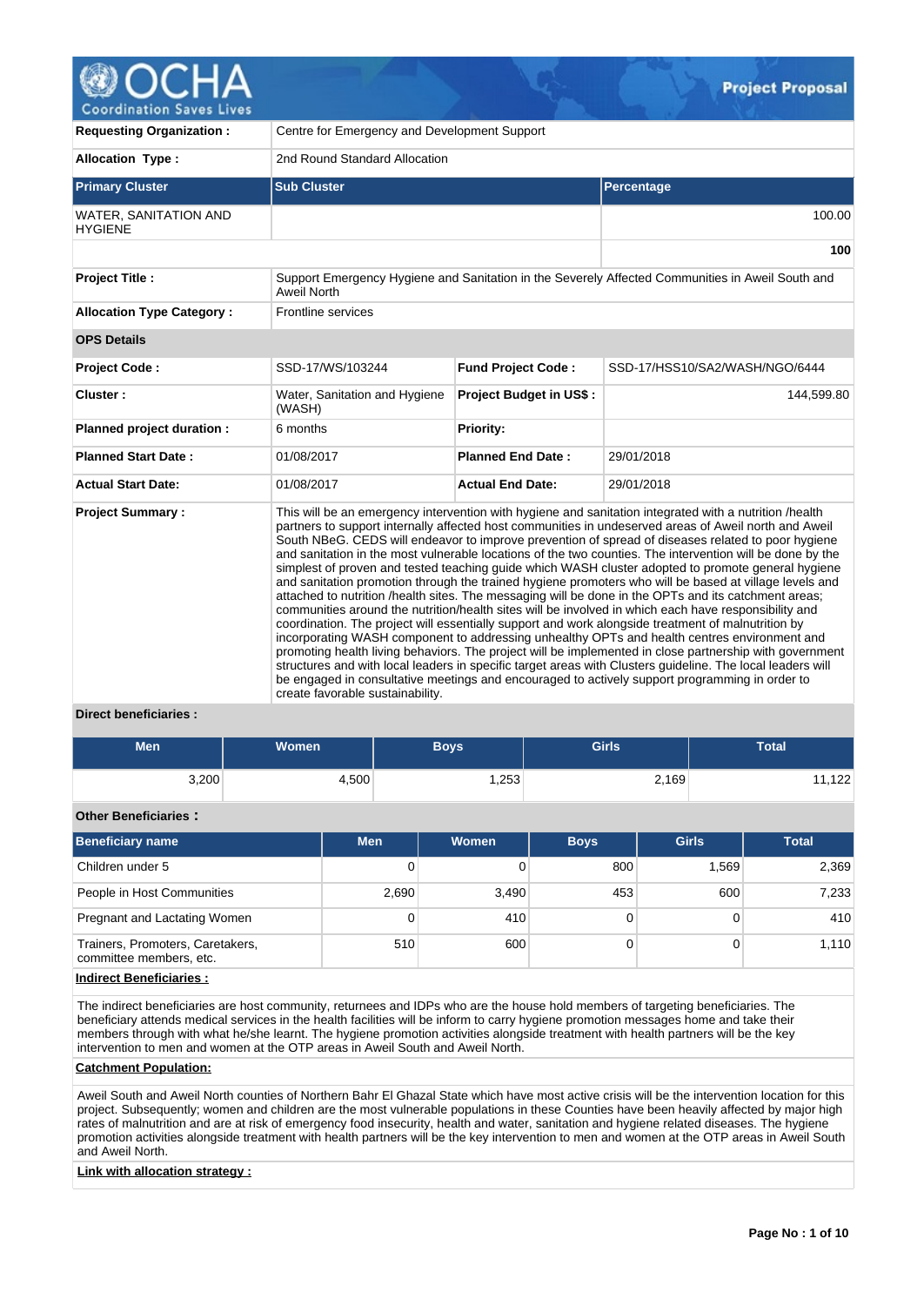# Project Proposal

| | | | |
|---|---|---|---|
| **Requesting Organization :** | Centre for Emergency and Development Support | | |
| **Allocation Type :** | 2nd Round Standard Allocation | | |

| Primary Cluster | Sub Cluster | Percentage |
|---|---|---|
| WATER, SANITATION AND HYGIENE | | 100.00 |
| | | **100** |

| | | | |
|---|---|---|---|
| **Project Title :** | Support Emergency Hygiene and Sanitation in the Severely Affected Communities in Aweil South and Aweil North | | |
| **Allocation Type Category :** | Frontline services | | |
| **OPS Details** | | | |
| **Project Code :** | SSD-17/WS/103244 | **Fund Project Code :** | SSD-17/HSS10/SA2/WASH/NGO/6444 |
| **Cluster :** | Water, Sanitation and Hygiene (WASH) | **Project Budget in US$ :** | 144,599.80 |
| **Planned project duration :** | 6 months | **Priority:** | |
| **Planned Start Date :** | 01/08/2017 | **Planned End Date :** | 29/01/2018 |
| **Actual Start Date:** | 01/08/2017 | **Actual End Date:** | 29/01/2018 |
| **Project Summary :** | This will be an emergency intervention with hygiene and sanitation integrated with a nutrition /health partners to support internally affected host communities in undeserved areas of Aweil north and Aweil South NBeG. CEDS will endeavor to improve prevention of spread of diseases related to poor hygiene and sanitation in the most vulnerable locations of the two counties. The intervention will be done by the simplest of proven and tested teaching guide which WASH cluster adopted to promote general hygiene and sanitation promotion through the trained hygiene promoters who will be based at village levels and attached to nutrition /health sites. The messaging will be done in the OPTs and its catchment areas; communities around the nutrition/health sites will be involved in which each have responsibility and coordination. The project will essentially support and work alongside treatment of malnutrition by incorporating WASH component to addressing unhealthy OPTs and health centres environment and promoting health living behaviors. The project will be implemented in close partnership with government structures and with local leaders in specific target areas with Clusters guideline. The local leaders will be engaged in consultative meetings and encouraged to actively support programming in order to create favorable sustainability. | | |

**Direct beneficiaries :**

| Men | Women | Boys | Girls | Total |
|---|---|---|---|---|
| 3,200 | 4,500 | 1,253 | 2,169 | 11,122 |

**Other Beneficiaries :**

| Beneficiary name | Men | Women | Boys | Girls | Total |
|---|---|---|---|---|---|
| Children under 5 | 0 | 0 | 800 | 1,569 | 2,369 |
| People in Host Communities | 2,690 | 3,490 | 453 | 600 | 7,233 |
| Pregnant and Lactating Women | 0 | 410 | 0 | 0 | 410 |
| Trainers, Promoters, Caretakers, committee members, etc. | 510 | 600 | 0 | 0 | 1,110 |

**Indirect Beneficiaries :**

The indirect beneficiaries are host community, returnees and IDPs who are the house hold members of targeting beneficiaries. The beneficiary attends medical services in the health facilities will be inform to carry hygiene promotion messages home and take their members through with what he/she learnt. The hygiene promotion activities alongside treatment with health partners will be the key intervention to men and women at the OTP areas in Aweil South and Aweil North.

**Catchment Population:**

Aweil South and Aweil North counties of Northern Bahr El Ghazal State which have most active crisis will be the intervention location for this project. Subsequently; women and children are the most vulnerable populations in these Counties have been heavily affected by major high rates of malnutrition and are at risk of emergency food insecurity, health and water, sanitation and hygiene related diseases. The hygiene promotion activities alongside treatment with health partners will be the key intervention to men and women at the OTP areas in Aweil South and Aweil North.

**Link with allocation strategy :**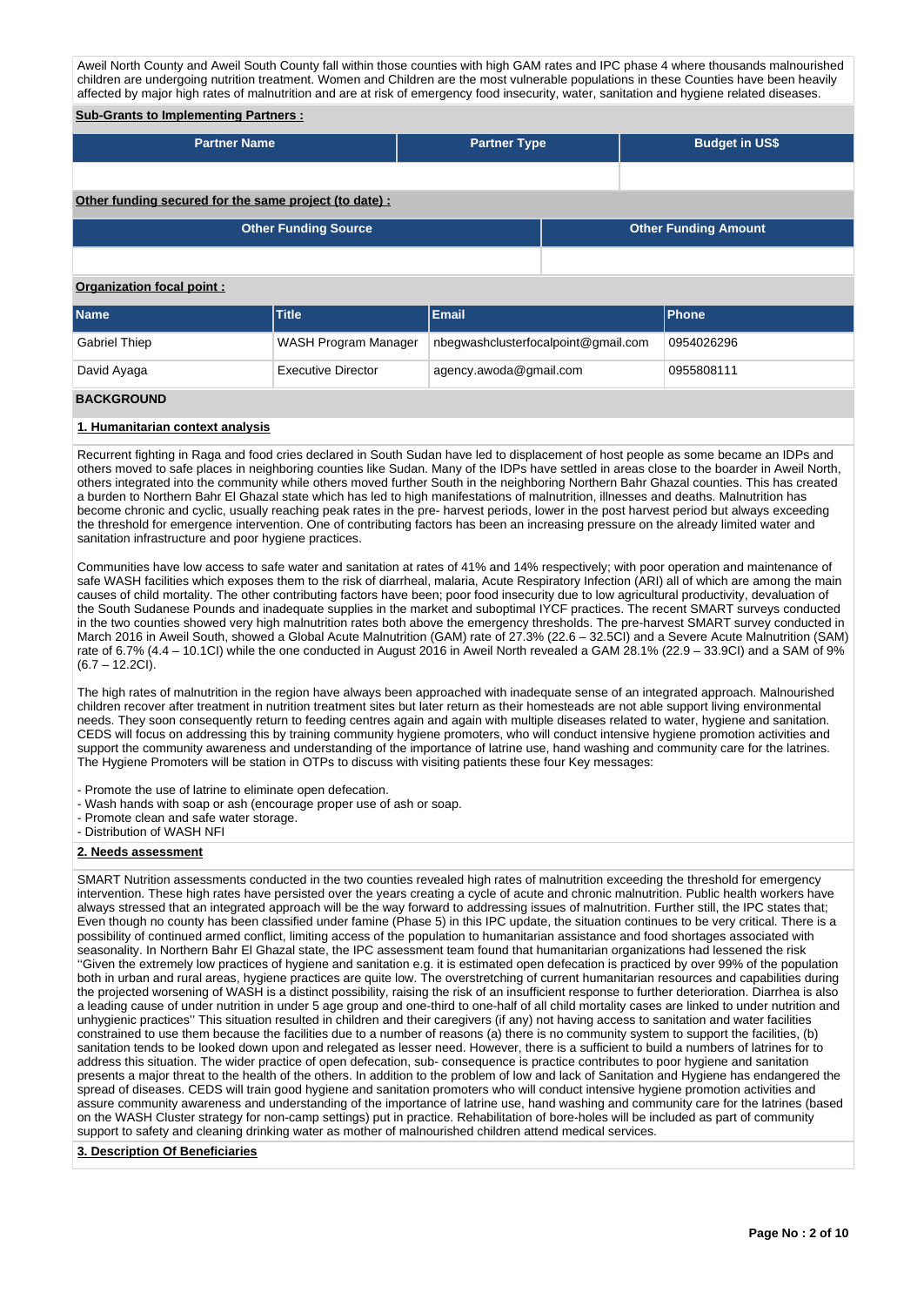Aweil North County and Aweil South County fall within those counties with high GAM rates and IPC phase 4 where thousands malnourished children are undergoing nutrition treatment. Women and Children are the most vulnerable populations in these Counties have been heavily affected by major high rates of malnutrition and are at risk of emergency food insecurity, water, sanitation and hygiene related diseases.

**Sub-Grants to Implementing Partners :**

| Partner Name | Partner Type | Budget in US$ |
|---|---|---|
| | | |

**Other funding secured for the same project (to date) :**

| Other Funding Source | Other Funding Amount |
|---|---|
| | |

**Organization focal point :**

| Name | Title | Email | Phone |
|---|---|---|---|
| Gabriel Thiep | WASH Program Manager | nbegwashclusterfocalpoint@gmail.com | 0954026296 |
| David Ayaga | Executive Director | agency.awoda@gmail.com | 0955808111 |

## BACKGROUND

### 1. Humanitarian context analysis

Recurrent fighting in Raga and food cries declared in South Sudan have led to displacement of host people as some became an IDPs and others moved to safe places in neighboring counties like Sudan. Many of the IDPs have settled in areas close to the boarder in Aweil North, others integrated into the community while others moved further South in the neighboring Northern Bahr Ghazal counties. This has created a burden to Northern Bahr El Ghazal state which has led to high manifestations of malnutrition, illnesses and deaths. Malnutrition has become chronic and cyclic, usually reaching peak rates in the pre- harvest periods, lower in the post harvest period but always exceeding the threshold for emergence intervention. One of contributing factors has been an increasing pressure on the already limited water and sanitation infrastructure and poor hygiene practices.

Communities have low access to safe water and sanitation at rates of 41% and 14% respectively; with poor operation and maintenance of safe WASH facilities which exposes them to the risk of diarrheal, malaria, Acute Respiratory Infection (ARI) all of which are among the main causes of child mortality. The other contributing factors have been; poor food insecurity due to low agricultural productivity, devaluation of the South Sudanese Pounds and inadequate supplies in the market and suboptimal IYCF practices. The recent SMART surveys conducted in the two counties showed very high malnutrition rates both above the emergency thresholds. The pre-harvest SMART survey conducted in March 2016 in Aweil South, showed a Global Acute Malnutrition (GAM) rate of 27.3% (22.6 – 32.5CI) and a Severe Acute Malnutrition (SAM) rate of 6.7% (4.4 – 10.1CI) while the one conducted in August 2016 in Aweil North revealed a GAM 28.1% (22.9 – 33.9CI) and a SAM of 9% (6.7 – 12.2CI).

The high rates of malnutrition in the region have always been approached with inadequate sense of an integrated approach. Malnourished children recover after treatment in nutrition treatment sites but later return as their homesteads are not able support living environmental needs. They soon consequently return to feeding centres again and again with multiple diseases related to water, hygiene and sanitation. CEDS will focus on addressing this by training community hygiene promoters, who will conduct intensive hygiene promotion activities and support the community awareness and understanding of the importance of latrine use, hand washing and community care for the latrines. The Hygiene Promoters will be station in OTPs to discuss with visiting patients these four Key messages:

- Promote the use of latrine to eliminate open defecation.
- Wash hands with soap or ash (encourage proper use of ash or soap.
- Promote clean and safe water storage.
- Distribution of WASH NFI

### 2. Needs assessment

SMART Nutrition assessments conducted in the two counties revealed high rates of malnutrition exceeding the threshold for emergency intervention. These high rates have persisted over the years creating a cycle of acute and chronic malnutrition. Public health workers have always stressed that an integrated approach will be the way forward to addressing issues of malnutrition. Further still, the IPC states that; Even though no county has been classified under famine (Phase 5) in this IPC update, the situation continues to be very critical. There is a possibility of continued armed conflict, limiting access of the population to humanitarian assistance and food shortages associated with seasonality. In Northern Bahr El Ghazal state, the IPC assessment team found that humanitarian organizations had lessened the risk ''Given the extremely low practices of hygiene and sanitation e.g. it is estimated open defecation is practiced by over 99% of the population both in urban and rural areas, hygiene practices are quite low. The overstretching of current humanitarian resources and capabilities during the projected worsening of WASH is a distinct possibility, raising the risk of an insufficient response to further deterioration. Diarrhea is also a leading cause of under nutrition in under 5 age group and one-third to one-half of all child mortality cases are linked to under nutrition and unhygienic practices'' This situation resulted in children and their caregivers (if any) not having access to sanitation and water facilities constrained to use them because the facilities due to a number of reasons (a) there is no community system to support the facilities, (b) sanitation tends to be looked down upon and relegated as lesser need. However, there is a sufficient to build a numbers of latrines for to address this situation. The wider practice of open defecation, sub- consequence is practice contributes to poor hygiene and sanitation presents a major threat to the health of the others. In addition to the problem of low and lack of Sanitation and Hygiene has endangered the spread of diseases. CEDS will train good hygiene and sanitation promoters who will conduct intensive hygiene promotion activities and assure community awareness and understanding of the importance of latrine use, hand washing and community care for the latrines (based on the WASH Cluster strategy for non-camp settings) put in practice. Rehabilitation of bore-holes will be included as part of community support to safety and cleaning drinking water as mother of malnourished children attend medical services.

### 3. Description Of Beneficiaries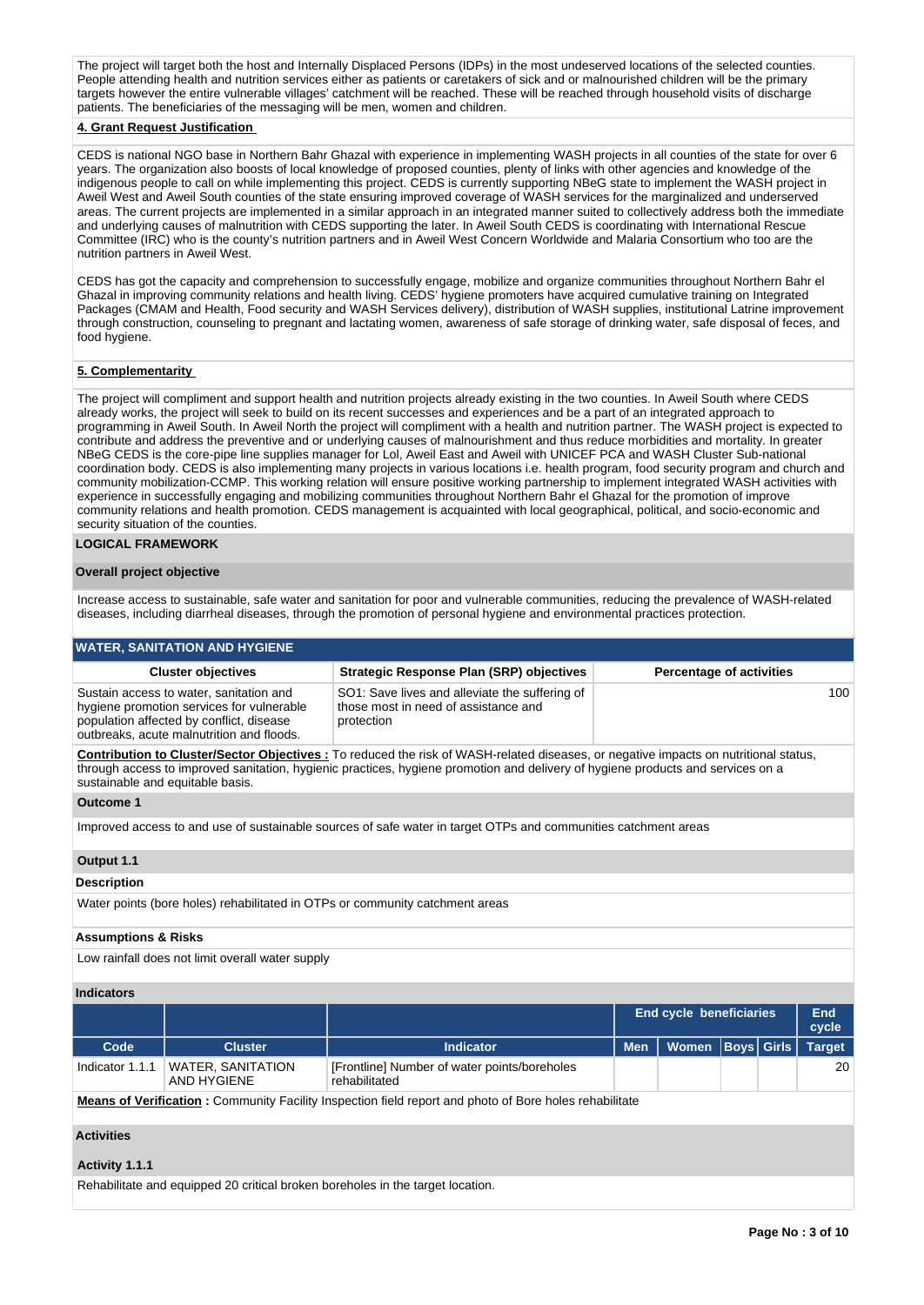The project will target both the host and Internally Displaced Persons (IDPs) in the most undeserved locations of the selected counties. People attending health and nutrition services either as patients or caretakers of sick and or malnourished children will be the primary targets however the entire vulnerable villages' catchment will be reached. These will be reached through household visits of discharge patients. The beneficiaries of the messaging will be men, women and children.

**4. Grant Request Justification**

CEDS is national NGO base in Northern Bahr Ghazal with experience in implementing WASH projects in all counties of the state for over 6 years. The organization also boosts of local knowledge of proposed counties, plenty of links with other agencies and knowledge of the indigenous people to call on while implementing this project. CEDS is currently supporting NBeG state to implement the WASH project in Aweil West and Aweil South counties of the state ensuring improved coverage of WASH services for the marginalized and underserved areas. The current projects are implemented in a similar approach in an integrated manner suited to collectively address both the immediate and underlying causes of malnutrition with CEDS supporting the later. In Aweil South CEDS is coordinating with International Rescue Committee (IRC) who is the county's nutrition partners and in Aweil West Concern Worldwide and Malaria Consortium who too are the nutrition partners in Aweil West.

CEDS has got the capacity and comprehension to successfully engage, mobilize and organize communities throughout Northern Bahr el Ghazal in improving community relations and health living. CEDS' hygiene promoters have acquired cumulative training on Integrated Packages (CMAM and Health, Food security and WASH Services delivery), distribution of WASH supplies, institutional Latrine improvement through construction, counseling to pregnant and lactating women, awareness of safe storage of drinking water, safe disposal of feces, and food hygiene.

**5. Complementarity**

The project will compliment and support health and nutrition projects already existing in the two counties. In Aweil South where CEDS already works, the project will seek to build on its recent successes and experiences and be a part of an integrated approach to programming in Aweil South. In Aweil North the project will compliment with a health and nutrition partner. The WASH project is expected to contribute and address the preventive and or underlying causes of malnourishment and thus reduce morbidities and mortality. In greater NBeG CEDS is the core-pipe line supplies manager for Lol, Aweil East and Aweil with UNICEF PCA and WASH Cluster Sub-national coordination body. CEDS is also implementing many projects in various locations i.e. health program, food security program and church and community mobilization-CCMP. This working relation will ensure positive working partnership to implement integrated WASH activities with experience in successfully engaging and mobilizing communities throughout Northern Bahr el Ghazal for the promotion of improve community relations and health promotion. CEDS management is acquainted with local geographical, political, and socio-economic and security situation of the counties.

## LOGICAL FRAMEWORK

### Overall project objective

Increase access to sustainable, safe water and sanitation for poor and vulnerable communities, reducing the prevalence of WASH-related diseases, including diarrheal diseases, through the promotion of personal hygiene and environmental practices protection.

### WATER, SANITATION AND HYGIENE

| Cluster objectives | Strategic Response Plan (SRP) objectives | Percentage of activities |
|---|---|---|
| Sustain access to water, sanitation and hygiene promotion services for vulnerable population affected by conflict, disease outbreaks, acute malnutrition and floods. | SO1: Save lives and alleviate the suffering of those most in need of assistance and protection | 100 |

**Contribution to Cluster/Sector Objectives :** To reduced the risk of WASH-related diseases, or negative impacts on nutritional status, through access to improved sanitation, hygienic practices, hygiene promotion and delivery of hygiene products and services on a sustainable and equitable basis.

**Outcome 1**

Improved access to and use of sustainable sources of safe water in target OTPs and communities catchment areas

**Output 1.1**

**Description**

Water points (bore holes) rehabilitated in OTPs or community catchment areas

**Assumptions & Risks**

Low rainfall does not limit overall water supply

**Indicators**

| | | | End cycle beneficiaries | | | | End cycle |
|---|---|---|---|---|---|---|---|
| Code | Cluster | Indicator | Men | Women | Boys | Girls | Target |
| Indicator 1.1.1 | WATER, SANITATION AND HYGIENE | [Frontline] Number of water points/boreholes rehabilitated | | | | | 20 |

**Means of Verification :** Community Facility Inspection field report and photo of Bore holes rehabilitate

**Activities**

**Activity 1.1.1**

Rehabilitate and equipped 20 critical broken boreholes in the target location.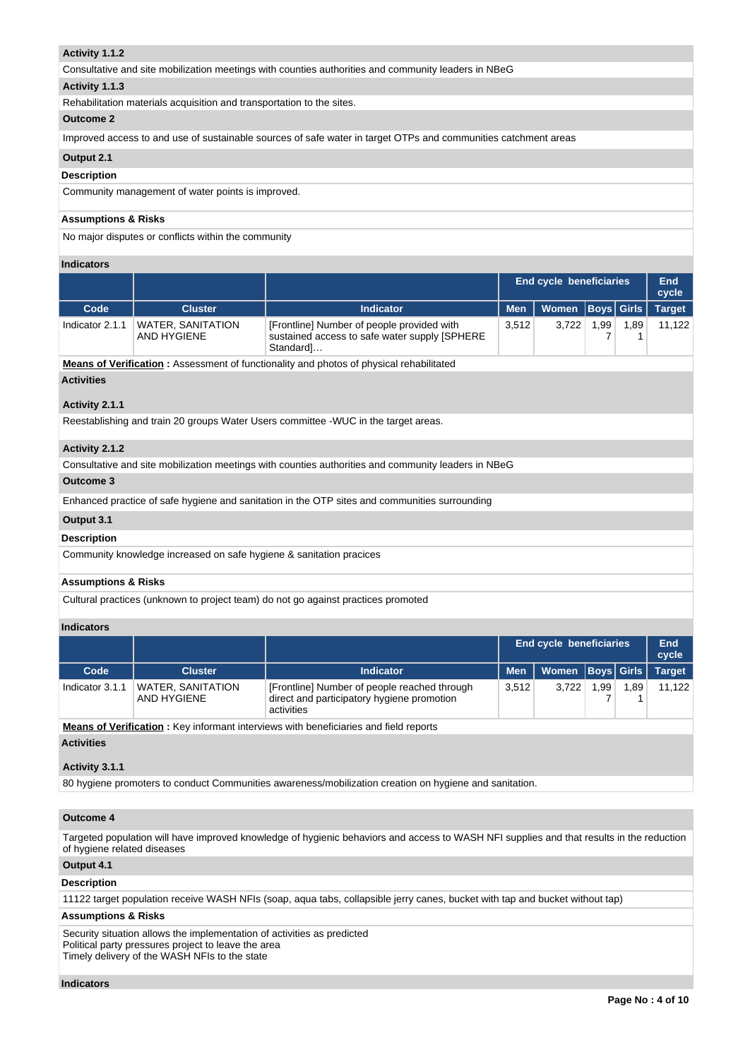**Activity 1.1.2**

Consultative and site mobilization meetings with counties authorities and community leaders in NBeG

**Activity 1.1.3**

Rehabilitation materials acquisition and transportation to the sites.

**Outcome 2**

Improved access to and use of sustainable sources of safe water in target OTPs and communities catchment areas

**Output 2.1**

**Description**

Community management of water points is improved.

**Assumptions & Risks**

No major disputes or conflicts within the community

**Indicators**

| | | | End cycle beneficiaries | | | | End cycle |
|---|---|---|---|---|---|---|---|
| Code | Cluster | Indicator | Men | Women | Boys | Girls | Target |
| Indicator 2.1.1 | WATER, SANITATION AND HYGIENE | [Frontline] Number of people provided with sustained access to safe water supply [SPHERE Standard]… | 3,512 | 3,722 | 1,997 | 1,891 | 11,122 |

**Means of Verification :** Assessment of functionality and photos of physical rehabilitated

**Activities**

**Activity 2.1.1**

Reestablishing and train 20 groups Water Users committee -WUC in the target areas.

**Activity 2.1.2**

Consultative and site mobilization meetings with counties authorities and community leaders in NBeG

**Outcome 3**

Enhanced practice of safe hygiene and sanitation in the OTP sites and communities surrounding

**Output 3.1**

**Description**

Community knowledge increased on safe hygiene & sanitation prac ices

**Assumptions & Risks**

Cultural practices (unknown to project team) do not go against practices promoted

**Indicators**

| | | | End cycle beneficiaries | | | | End cycle |
|---|---|---|---|---|---|---|---|
| Code | Cluster | Indicator | Men | Women | Boys | Girls | Target |
| Indicator 3.1.1 | WATER, SANITATION AND HYGIENE | [Frontline] Number of people reached through direct and participatory hygiene promotion activities | 3,512 | 3,722 | 1,997 | 1,891 | 11,122 |

**Means of Verification :** Key informant interviews with beneficiaries and field reports

**Activities**

**Activity 3.1.1**

80 hygiene promoters to conduct Communities awareness/mobilization creation on hygiene and sanitation.

**Outcome 4**

Targeted population will have improved knowledge of hygienic behaviors and access to WASH NFI supplies and that results in the reduction of hygiene related diseases

**Output 4.1**

**Description**

11122 target population receive WASH NFIs (soap, aqua tabs, collapsible jerry canes, bucket with tap and bucket without tap)

**Assumptions & Risks**

Security situation allows the implementation of activities as predicted
Political party pressures project to leave the area
Timely delivery of the WASH NFIs to the state

**Indicators**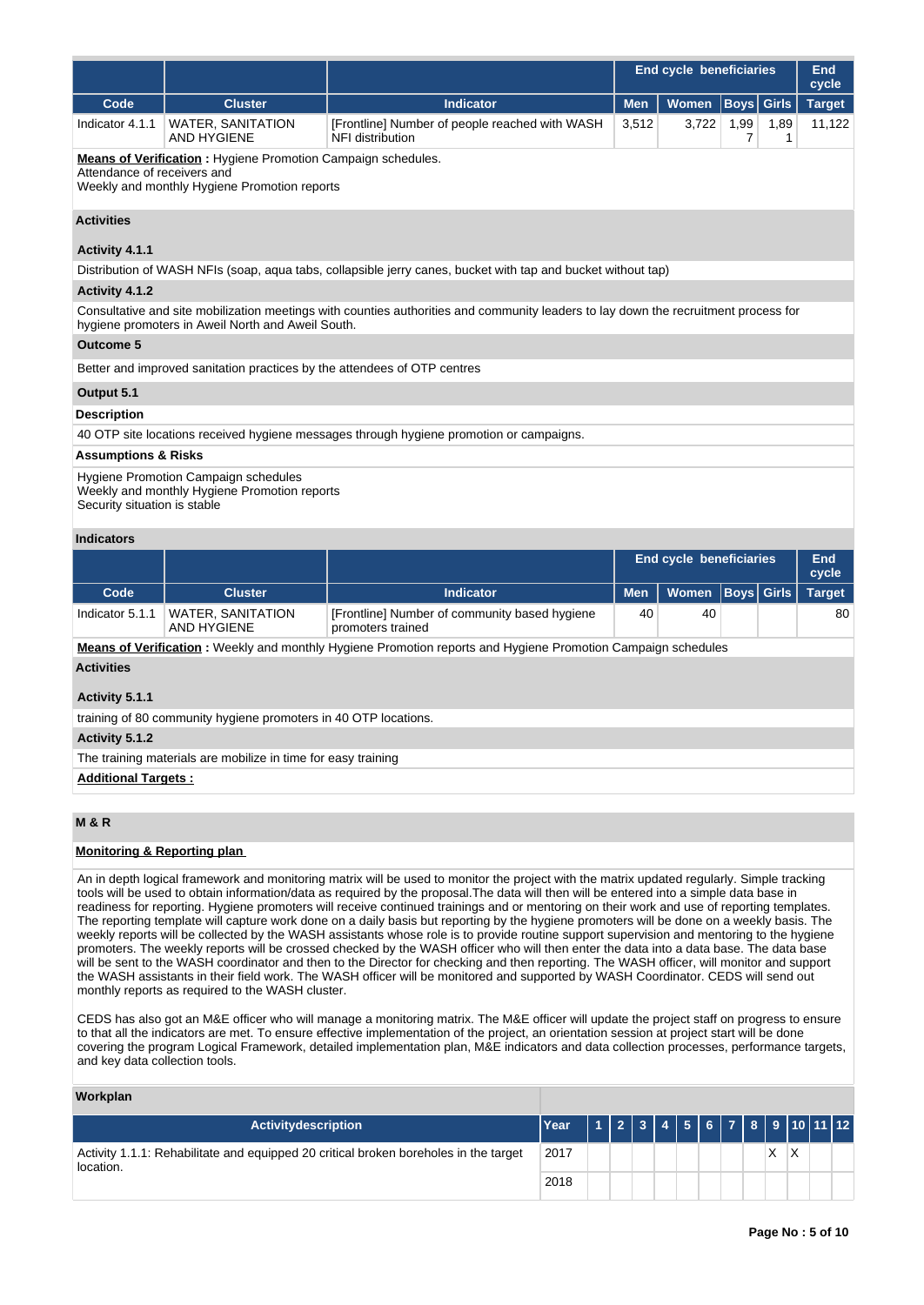| | | | End cycle beneficiaries | | | | End cycle |
|---|---|---|---|---|---|---|---|
| Code | Cluster | Indicator | Men | Women | Boys | Girls | Target |
| Indicator 4.1.1 | WATER, SANITATION AND HYGIENE | [Frontline] Number of people reached with WASH NFI distribution | 3,512 | 3,722 | 1,997 | 1,891 | 11,122 |

**Means of Verification :** Hygiene Promotion Campaign schedules.
Attendance of receivers and
Weekly and monthly Hygiene Promotion reports

**Activities**

**Activity 4.1.1**

Distribution of WASH NFIs (soap, aqua tabs, collapsible jerry canes, bucket with tap and bucket without tap)

**Activity 4.1.2**

Consultative and site mobilization meetings with counties authorities and community leaders to lay down the recruitment process for hygiene promoters in Aweil North and Aweil South.

**Outcome 5**

Better and improved sanitation practices by the attendees of OTP centres

**Output 5.1**

**Description**

40 OTP site locations received hygiene messages through hygiene promotion or campaigns.

**Assumptions & Risks**

Hygiene Promotion Campaign schedules
Weekly and monthly Hygiene Promotion reports
Security situation is stable

**Indicators**

| | | | End cycle beneficiaries | | | | End cycle |
|---|---|---|---|---|---|---|---|
| Code | Cluster | Indicator | Men | Women | Boys | Girls | Target |
| Indicator 5.1.1 | WATER, SANITATION AND HYGIENE | [Frontline] Number of community based hygiene promoters trained | 40 | 40 | | | 80 |

**Means of Verification :** Weekly and monthly Hygiene Promotion reports and Hygiene Promotion Campaign schedules

**Activities**

**Activity 5.1.1**

training of 80 community hygiene promoters in 40 OTP locations.

**Activity 5.1.2**

The training materials are mobilize in time for easy training

**Additional Targets :**

## M & R

**Monitoring & Reporting plan**

An in depth logical framework and monitoring matrix will be used to monitor the project with the matrix updated regularly. Simple tracking tools will be used to obtain information/data as required by the proposal.The data will then will be entered into a simple data base in readiness for reporting. Hygiene promoters will receive continued trainings and or mentoring on their work and use of reporting templates. The reporting template will capture work done on a daily basis but reporting by the hygiene promoters will be done on a weekly basis. The weekly reports will be collected by the WASH assistants whose role is to provide routine support supervision and mentoring to the hygiene promoters. The weekly reports will be crossed checked by the WASH officer who will then enter the data into a data base. The data base will be sent to the WASH coordinator and then to the Director for checking and then reporting. The WASH officer, will monitor and support the WASH assistants in their field work. The WASH officer will be monitored and supported by WASH Coordinator. CEDS will send out monthly reports as required to the WASH cluster.

CEDS has also got an M&E officer who will manage a monitoring matrix. The M&E officer will update the project staff on progress to ensure to that all the indicators are met. To ensure effective implementation of the project, an orientation session at project start will be done covering the program Logical Framework, detailed implementation plan, M&E indicators and data collection processes, performance targets, and key data collection tools.

**Workplan**

| Activitydescription | Year | 1 | 2 | 3 | 4 | 5 | 6 | 7 | 8 | 9 | 10 | 11 | 12 |
|---|---|---|---|---|---|---|---|---|---|---|---|---|---|
| Activity 1.1.1: Rehabilitate and equipped 20 critical broken boreholes in the target location. | 2017 | | | | | | | | | X | X | | |
| | 2018 | | | | | | | | | | | | |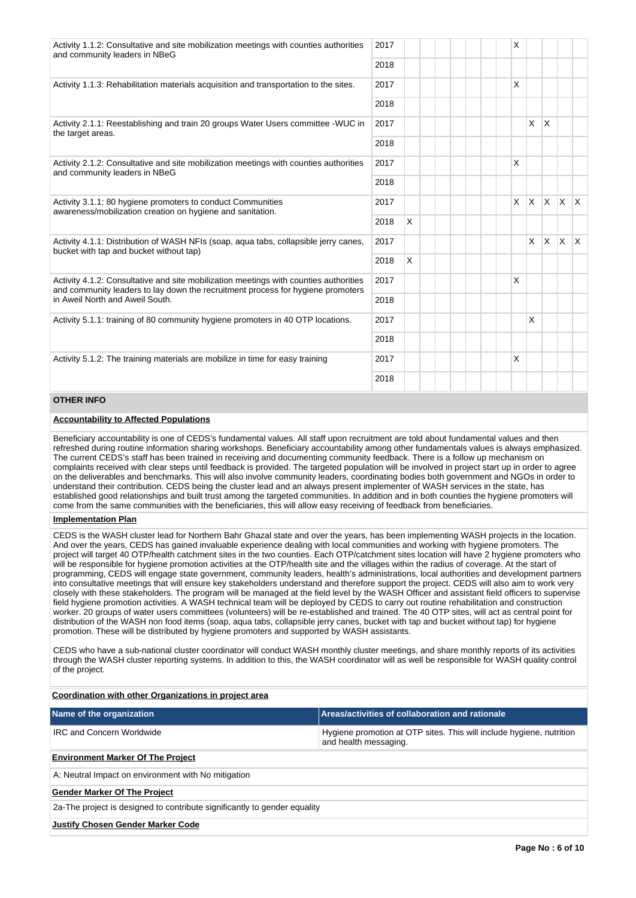| Activity | Year | 1 | 2 | 3 | 4 | 5 | 6 | 7 | 8 | 9 | 10 | 11 | 12 |
|---|---|---|---|---|---|---|---|---|---|---|---|---|---|
| Activity 1.1.2: Consultative and site mobilization meetings with counties authorities and community leaders in NBeG | 2017 | | | | | | | | X | | | | |
| | 2018 | | | | | | | | | | | | |
| Activity 1.1.3: Rehabilitation materials acquisition and transportation to the sites. | 2017 | | | | | | | | X | | | | |
| | 2018 | | | | | | | | | | | | |
| Activity 2.1.1: Reestablishing and train 20 groups Water Users committee -WUC in the target areas. | 2017 | | | | | | | | | X | X | | |
| | 2018 | | | | | | | | | | | | |
| Activity 2.1.2: Consultative and site mobilization meetings with counties authorities and community leaders in NBeG | 2017 | | | | | | | | X | | | | |
| | 2018 | | | | | | | | | | | | |
| Activity 3.1.1: 80 hygiene promoters to conduct Communities awareness/mobilization creation on hygiene and sanitation. | 2017 | | | | | | | | X | X | X | X | X |
| | 2018 | X | | | | | | | | | | | |
| Activity 4.1.1: Distribution of WASH NFIs (soap, aqua tabs, collapsible jerry canes, bucket with tap and bucket without tap) | 2017 | | | | | | | | | X | X | X | X |
| | 2018 | X | | | | | | | | | | | |
| Activity 4.1.2: Consultative and site mobilization meetings with counties authorities and community leaders to lay down the recruitment process for hygiene promoters in Aweil North and Aweil South. | 2017 | | | | | | | | X | | | | |
| | 2018 | | | | | | | | | | | | |
| Activity 5.1.1: training of 80 community hygiene promoters in 40 OTP locations. | 2017 | | | | | | | | | X | | | |
| | 2018 | | | | | | | | | | | | |
| Activity 5.1.2: The training materials are mobilize in time for easy training | 2017 | | | | | | | | X | | | | |
| | 2018 | | | | | | | | | | | | |

## OTHER INFO

**Accountability to Affected Populations**

Beneficiary accountability is one of CEDS's fundamental values. All staff upon recruitment are told about fundamental values and then refreshed during routine information sharing workshops. Beneficiary accountability among other fundamentals values is always emphasized. The current CEDS's staff has been trained in receiving and documenting community feedback. There is a follow up mechanism on complaints received with clear steps until feedback is provided. The targeted population will be involved in project start up in order to agree on the deliverables and benchmarks. This will also involve community leaders, coordinating bodies both government and NGOs in order to understand their contribution. CEDS being the cluster lead and an always present implementer of WASH services in the state, has established good relationships and built trust among the targeted communities. In addition and in both counties the hygiene promoters will come from the same communities with the beneficiaries, this will allow easy receiving of feedback from beneficiaries.

**Implementation Plan**

CEDS is the WASH cluster lead for Northern Bahr Ghazal state and over the years, has been implementing WASH projects in the location. And over the years, CEDS has gained invaluable experience dealing with local communities and working with hygiene promoters. The project will target 40 OTP/health catchment sites in the two counties. Each OTP/catchment sites location will have 2 hygiene promoters who will be responsible for hygiene promotion activities at the OTP/health site and the villages within the radius of coverage. At the start of programming, CEDS will engage state government, community leaders, health's administrations, local authorities and development partners into consultative meetings that will ensure key stakeholders understand and therefore support the project. CEDS will also aim to work very closely with these stakeholders. The program will be managed at the field level by the WASH Officer and assistant field officers to supervise field hygiene promotion activities. A WASH technical team will be deployed by CEDS to carry out routine rehabilitation and construction worker. 20 groups of water users committees (volunteers) will be re-established and trained. The 40 OTP sites, will act as central point for distribution of the WASH non food items (soap, aqua tabs, collapsible jerry canes, bucket with tap and bucket without tap) for hygiene promotion. These will be distributed by hygiene promoters and supported by WASH assistants.

CEDS who have a sub-national cluster coordinator will conduct WASH monthly cluster meetings, and share monthly reports of its activities through the WASH cluster reporting systems. In addition to this, the WASH coordinator will as well be responsible for WASH quality control of the project.

**Coordination with other Organizations in project area**

| Name of the organization | Areas/activities of collaboration and rationale |
|---|---|
| IRC and Concern Worldwide | Hygiene promotion at OTP sites. This will include hygiene, nutrition and health messaging. |

**Environment Marker Of The Project**

A: Neutral Impact on environment with No mitigation

**Gender Marker Of The Project**

2a-The project is designed to contribute significantly to gender equality

**Justify Chosen Gender Marker Code**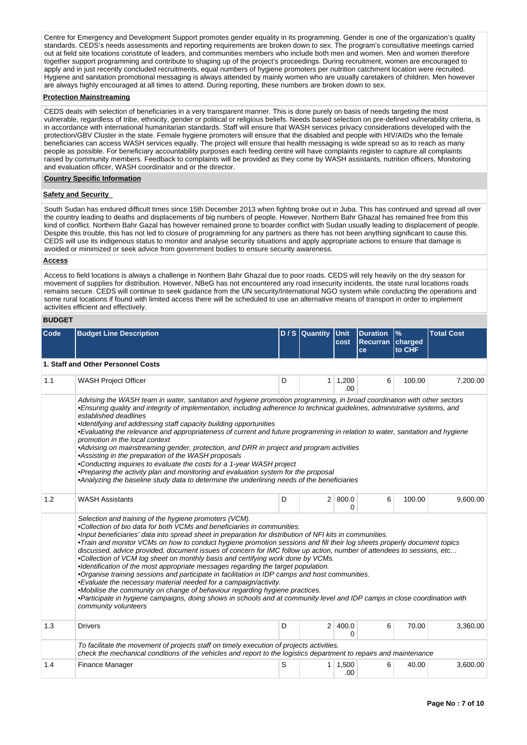Centre for Emergency and Development Support promotes gender equality in its programming. Gender is one of the organization's quality standards. CEDS's needs assessments and reporting requirements are broken down to sex. The program's consultative meetings carried out at field site locations constitute of leaders, and communities members who include both men and women. Men and women therefore together support programming and contribute to shaping up of the project's proceedings. During recruitment, women are encouraged to apply and in just recently concluded recruitments, equal numbers of hygiene promoters per nutrition catchment location were recruited. Hygiene and sanitation promotional messaging is always attended by mainly women who are usually caretakers of children. Men however are always highly encouraged at all times to attend. During reporting, these numbers are broken down to sex.

**Protection Mainstreaming**

CEDS deals with selection of beneficiaries in a very transparent manner. This is done purely on basis of needs targeting the most vulnerable, regardless of tribe, ethnicity, gender or political or religious beliefs. Needs based selection on pre-defined vulnerability criteria, is in accordance with international humanitarian standards. Staff will ensure that WASH services privacy considerations developed with the protection/GBV Cluster in the state. Female hygiene promoters will ensure that the disabled and people with HIV/AIDs who the female beneficiaries can access WASH services equally. The project will ensure that health messaging is wide spread so as to reach as many people as possible. For beneficiary accountability purposes each feeding centre will have complaints register to capture all complaints raised by community members. Feedback to complaints will be provided as they come by WASH assistants, nutrition officers, Monitoring and evaluation officer, WASH coordinator and or the director.

**Country Specific Information**

**Safety and Security**

South Sudan has endured difficult times since 15th December 2013 when fighting broke out in Juba. This has continued and spread all over the country leading to deaths and displacements of big numbers of people. However, Northern Bahr Ghazal has remained free from this kind of conflict. Northern Bahr Gazal has however remained prone to boarder conflict with Sudan usually leading to displacement of people. Despite this trouble, this has not led to closure of programming for any partners as there has not been anything significant to cause this. CEDS will use its indigenous status to monitor and analyse security situations and apply appropriate actions to ensure that damage is avoided or minimized or seek advice from government bodies to ensure security awareness.

**Access**

Access to field locations is always a challenge in Northern Bahr Ghazal due to poor roads. CEDS will rely heavily on the dry season for movement of supplies for distribution. However, NBeG has not encountered any road insecurity incidents, the state rural locations roads remains secure. CEDS will continue to seek guidance from the UN security/International NGO system while conducting the operations and some rural locations if found with limited access there will be scheduled to use an alternative means of transport in order to implement activities efficient and effectively.

## BUDGET

| Code | Budget Line Description | D / S | Quantity | Unit cost | Duration Recurrance | % charged to CHF | Total Cost |
|---|---|---|---|---|---|---|---|
| **1. Staff and Other Personnel Costs** | | | | | | | |
| 1.1 | WASH Project Officer | D | 1 | 1,200.00 | 6 | 100.00 | 7,200.00 |
| | *Advising the WASH team in water, sanitation and hygiene promotion programming, in broad coordination with other sectors •Ensuring quality and integrity of implementation, including adherence to technical guidelines, administrative systems, and established deadlines •Identifying and addressing staff capacity building opportunities •Evaluating the relevance and appropriateness of current and future programming in relation to water, sanitation and hygiene promotion in the local context •Advising on mainstreaming gender, protection, and DRR in project and program activities •Assisting in the preparation of the WASH proposals •Conducting inquiries to evaluate the costs for a 1-year WASH project •Preparing the activity plan and monitoring and evaluation system for the proposal •Analyzing the baseline study data to determine the underlining needs of the beneficiaries* | | | | | | |
| 1.2 | WASH Assistants | D | 2 | 800.00 | 6 | 100.00 | 9,600.00 |
| | *Selection and training of the hygiene promoters (VCM). •Collection of bio data for both VCMs and beneficiaries in communities. •Input beneficiaries' data into spread sheet in preparation for distribution of NFI kits in communities. •Train and monitor VCMs on how to conduct hygiene promotion sessions and fill their log sheets properly document topics discussed, advice provided, document issues of concern for IMC follow up action, number of attendees to sessions, etc… •Collection of VCM log sheet on monthly basis and certifying work done by VCMs. •Identification of the most appropriate messages regarding the target population. •Organise training sessions and participate in facilitation in IDP camps and host communities. •Evaluate the necessary material needed for a campaign/activity. •Mobilise the community on change of behaviour regarding hygiene practices. •Participate in hygiene campaigns, doing shows in schools and at community level and IDP camps in close coordination with community volunteers* | | | | | | |
| 1.3 | Drivers | D | 2 | 400.00 | 6 | 70.00 | 3,360.00 |
| | *To facilitate the movement of projects staff on timely execution of projects activities. check the mechanical conditions of the vehicles and report to the logistics department to repairs and maintenance* | | | | | | |
| 1.4 | Finance Manager | S | 1 | 1,500.00 | 6 | 40.00 | 3,600.00 |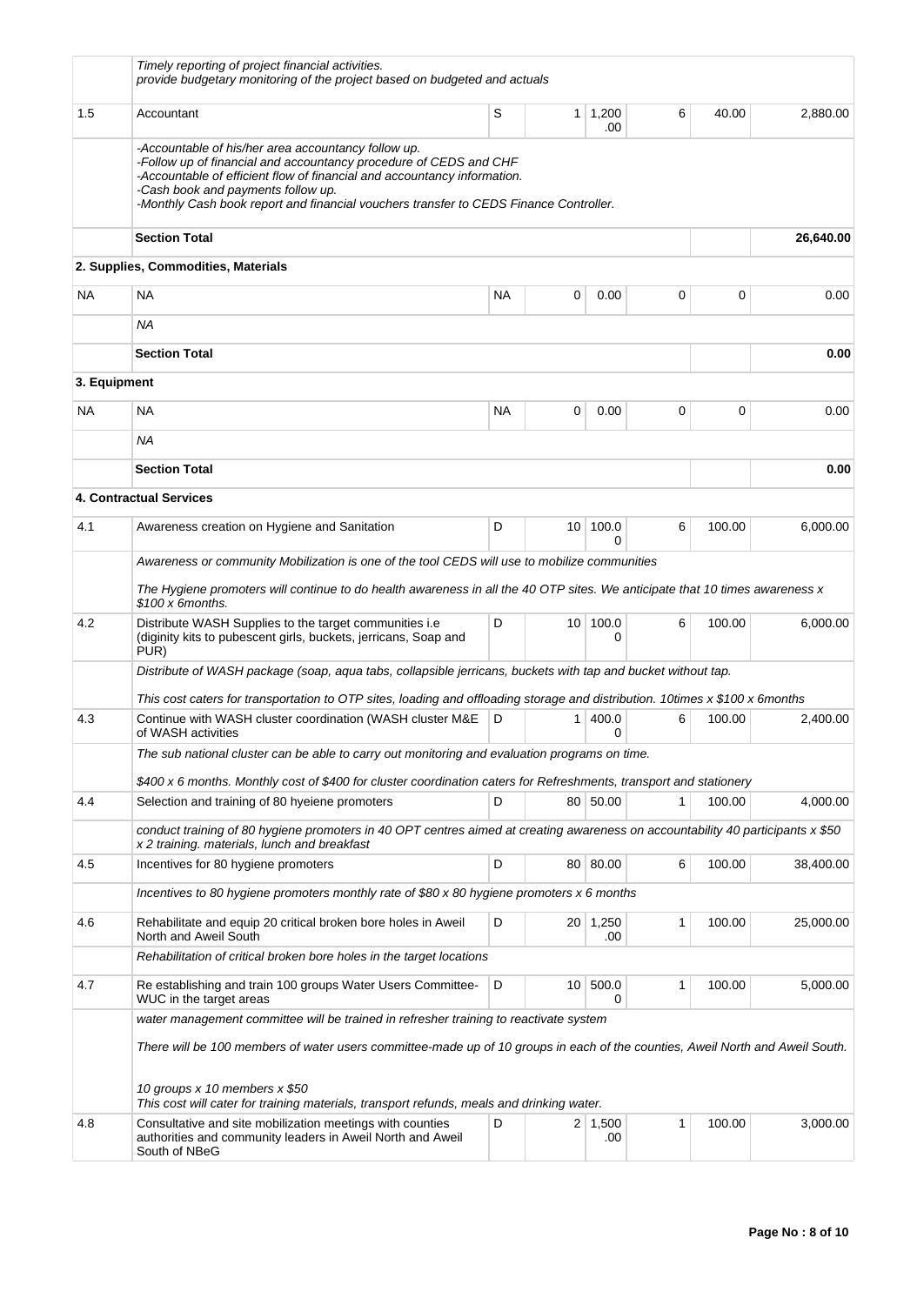| | | | | | | | |
|---|---|---|---|---|---|---|---|
| | *Timely reporting of project financial activities.* *provide budgetary monitoring of the project based on budgeted and actuals* | | | | | | |
| 1.5 | Accountant | S | 1 | 1,200.00 | 6 | 40.00 | 2,880.00 |
| | *-Accountable of his/her area accountancy follow up.* *-Follow up of financial and accountancy procedure of CEDS and CHF* *-Accountable of efficient flow of financial and accountancy information.* *-Cash book and payments follow up.* *-Monthly Cash book report and financial vouchers transfer to CEDS Finance Controller.* | | | | | | |
| | **Section Total** | | | | | | **26,640.00** |
| | **2. Supplies, Commodities, Materials** | | | | | | |
| NA | NA | NA | 0 | 0.00 | 0 | 0 | 0.00 |
| | *NA* | | | | | | |
| | **Section Total** | | | | | | **0.00** |
| **3. Equipment** | | | | | | | |
| NA | NA | NA | 0 | 0.00 | 0 | 0 | 0.00 |
| | *NA* | | | | | | |
| | **Section Total** | | | | | | **0.00** |
| | **4. Contractual Services** | | | | | | |
| 4.1 | Awareness creation on Hygiene and Sanitation | D | 10 | 100.00 | 6 | 100.00 | 6,000.00 |
| | *Awareness or community Mobilization is one of the tool CEDS will use to mobilize communities* *The Hygiene promoters will continue to do health awareness in all the 40 OTP sites. We anticipate that 10 times awareness x $100 x 6months.* | | | | | | |
| 4.2 | Distribute WASH Supplies to the target communities i.e (diginity kits to pubescent girls, buckets, jerricans, Soap and PUR) | D | 10 | 100.00 | 6 | 100.00 | 6,000.00 |
| | *Distribute of WASH package (soap, aqua tabs, collapsible jerricans, buckets with tap and bucket without tap.* *This cost caters for transportation to OTP sites, loading and offloading storage and distribution. 10times x $100 x 6months* | | | | | | |
| 4.3 | Continue with WASH cluster coordination (WASH cluster M&E of WASH activities | D | 1 | 400.00 | 6 | 100.00 | 2,400.00 |
| | *The sub national cluster can be able to carry out monitoring and evaluation programs on time.* *$400 x 6 months. Monthly cost of $400 for cluster coordination caters for Refreshments, transport and stationery* | | | | | | |
| 4.4 | Selection and training of 80 hyeiene promoters | D | 80 | 50.00 | 1 | 100.00 | 4,000.00 |
| | *conduct training of 80 hygiene promoters in 40 OPT centres aimed at creating awareness on accountability 40 participants x $50 x 2 training. materials, lunch and breakfast* | | | | | | |
| 4.5 | Incentives for 80 hygiene promoters | D | 80 | 80.00 | 6 | 100.00 | 38,400.00 |
| | *Incentives to 80 hygiene promoters monthly rate of $80 x 80 hygiene promoters x 6 months* | | | | | | |
| 4.6 | Rehabilitate and equip 20 critical broken bore holes in Aweil North and Aweil South | D | 20 | 1,250.00 | 1 | 100.00 | 25,000.00 |
| | *Rehabilitation of critical broken bore holes in the target locations* | | | | | | |
| 4.7 | Re establishing and train 100 groups Water Users Committee-WUC in the target areas | D | 10 | 500.00 | 1 | 100.00 | 5,000.00 |
| | *water management committee will be trained in refresher training to reactivate system* *There will be 100 members of water users committee-made up of 10 groups in each of the counties, Aweil North and Aweil South.* *10 groups x 10 members x $50* *This cost will cater for training materials, transport refunds, meals and drinking water.* | | | | | | |
| 4.8 | Consultative and site mobilization meetings with counties authorities and community leaders in Aweil North and Aweil South of NBeG | D | 2 | 1,500.00 | 1 | 100.00 | 3,000.00 |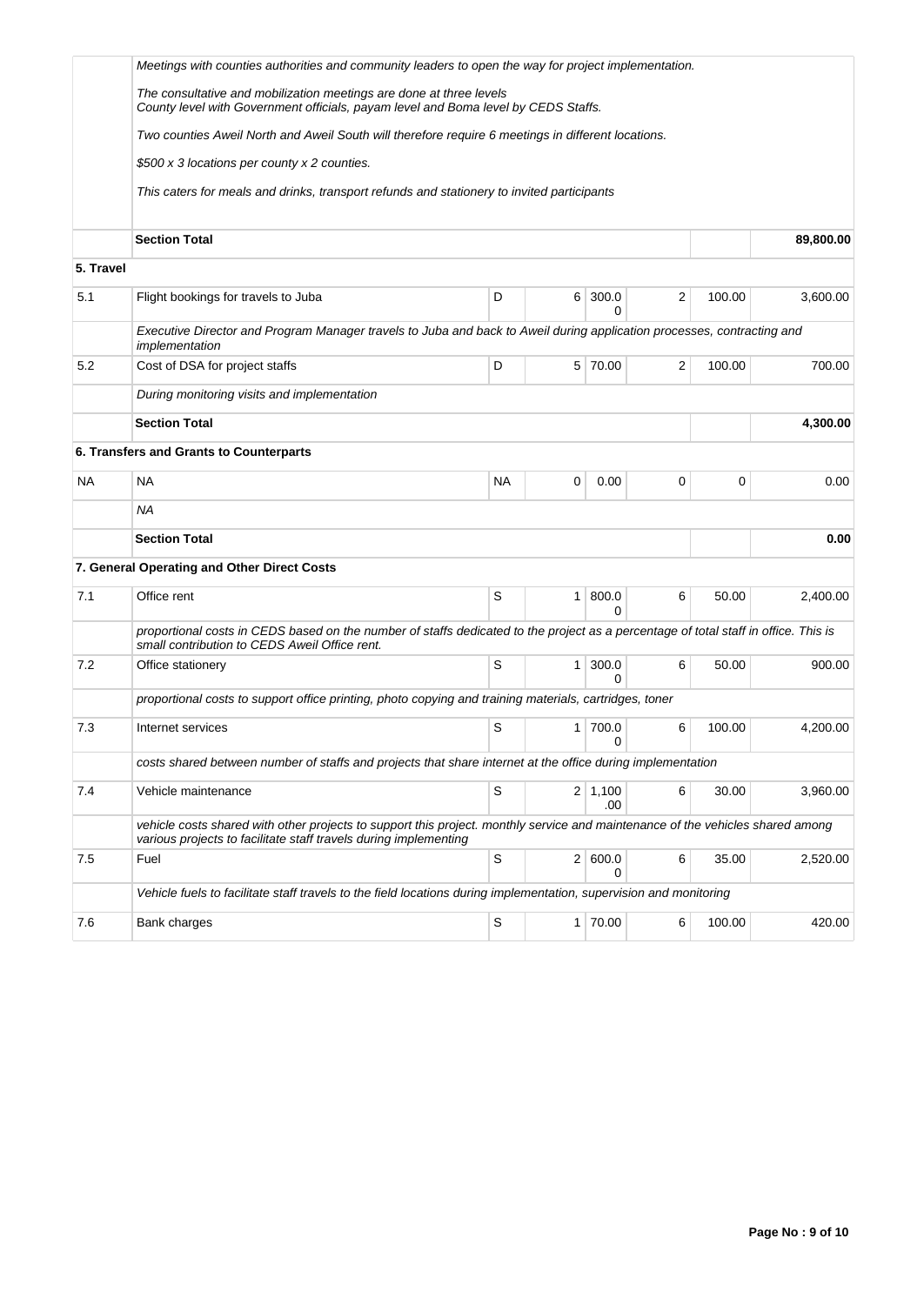| | | | | | | | |
|---|---|---|---|---|---|---|---|
| | *Meetings with counties authorities and community leaders to open the way for project implementation.*<br><br>*The consultative and mobilization meetings are done at three levels*<br>*County level with Government officials, payam level and Boma level by CEDS Staffs.*<br><br>*Two counties Aweil North and Aweil South will therefore require 6 meetings in different locations.*<br><br>*$500 x 3 locations per county x 2 counties.*<br><br>*This caters for meals and drinks, transport refunds and stationery to invited participants* | | | | | | |
| | **Section Total** | | | | | | **89,800.00** |
| **5. Travel** | | | | | | | |
| 5.1 | Flight bookings for travels to Juba | D | 6 | 300.00 | 2 | 100.00 | 3,600.00 |
| | *Executive Director and Program Manager travels to Juba and back to Aweil during application processes, contracting and implementation* | | | | | | |
| 5.2 | Cost of DSA for project staffs | D | 5 | 70.00 | 2 | 100.00 | 700.00 |
| | *During monitoring visits and implementation* | | | | | | |
| | **Section Total** | | | | | | **4,300.00** |
| | **6. Transfers and Grants to Counterparts** | | | | | | |
| NA | NA | NA | 0 | 0.00 | 0 | 0 | 0.00 |
| | *NA* | | | | | | |
| | **Section Total** | | | | | | **0.00** |
| | **7. General Operating and Other Direct Costs** | | | | | | |
| 7.1 | Office rent | S | 1 | 800.00 | 6 | 50.00 | 2,400.00 |
| | *proportional costs in CEDS based on the number of staffs dedicated to the project as a percentage of total staff in office. This is small contribution to CEDS Aweil Office rent.* | | | | | | |
| 7.2 | Office stationery | S | 1 | 300.00 | 6 | 50.00 | 900.00 |
| | *proportional costs to support office printing, photo copying and training materials, cartridges, toner* | | | | | | |
| 7.3 | Internet services | S | 1 | 700.00 | 6 | 100.00 | 4,200.00 |
| | *costs shared between number of staffs and projects that share internet at the office during implementation* | | | | | | |
| 7.4 | Vehicle maintenance | S | 2 | 1,100.00 | 6 | 30.00 | 3,960.00 |
| | *vehicle costs shared with other projects to support this project. monthly service and maintenance of the vehicles shared among various projects to facilitate staff travels during implementing* | | | | | | |
| 7.5 | Fuel | S | 2 | 600.00 | 6 | 35.00 | 2,520.00 |
| | *Vehicle fuels to facilitate staff travels to the field locations during implementation, supervision and monitoring* | | | | | | |
| 7.6 | Bank charges | S | 1 | 70.00 | 6 | 100.00 | 420.00 |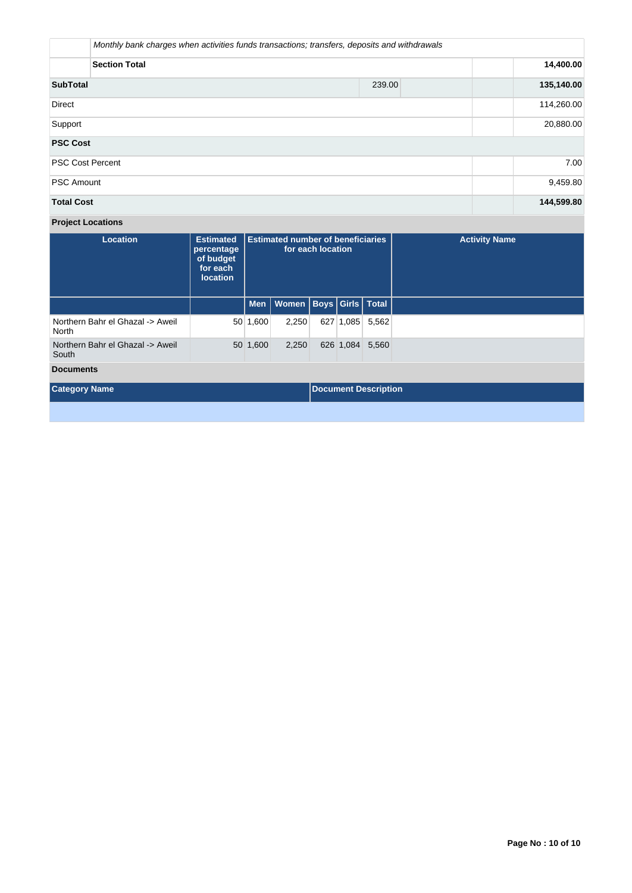| | | | | | |
|---|---|---|---|---|---|
| | *Monthly bank charges when activities funds transactions; transfers, deposits and withdrawals* | | | | |
| | **Section Total** | | | | **14,400.00** |
| **SubTotal** | | 239.00 | | | **135,140.00** |
| Direct | | | | | 114,260.00 |
| Support | | | | | 20,880.00 |
| **PSC Cost** | | | | | |
| PSC Cost Percent | | | | | 7.00 |
| PSC Amount | | | | | 9,459.80 |
| **Total Cost** | | | | | **144,599.80** |

**Project Locations**

| Location | Estimated percentage of budget for each location | Estimated number of beneficiaries for each location | | | | | Activity Name |
|---|---|---|---|---|---|---|---|
| | | Men | Women | Boys | Girls | Total | |
| Northern Bahr el Ghazal -> Aweil North | 50 | 1,600 | 2,250 | 627 | 1,085 | 5,562 | |
| Northern Bahr el Ghazal -> Aweil South | 50 | 1,600 | 2,250 | 626 | 1,084 | 5,560 | |

**Documents**

| Category Name | Document Description |
|---|---|
| | |